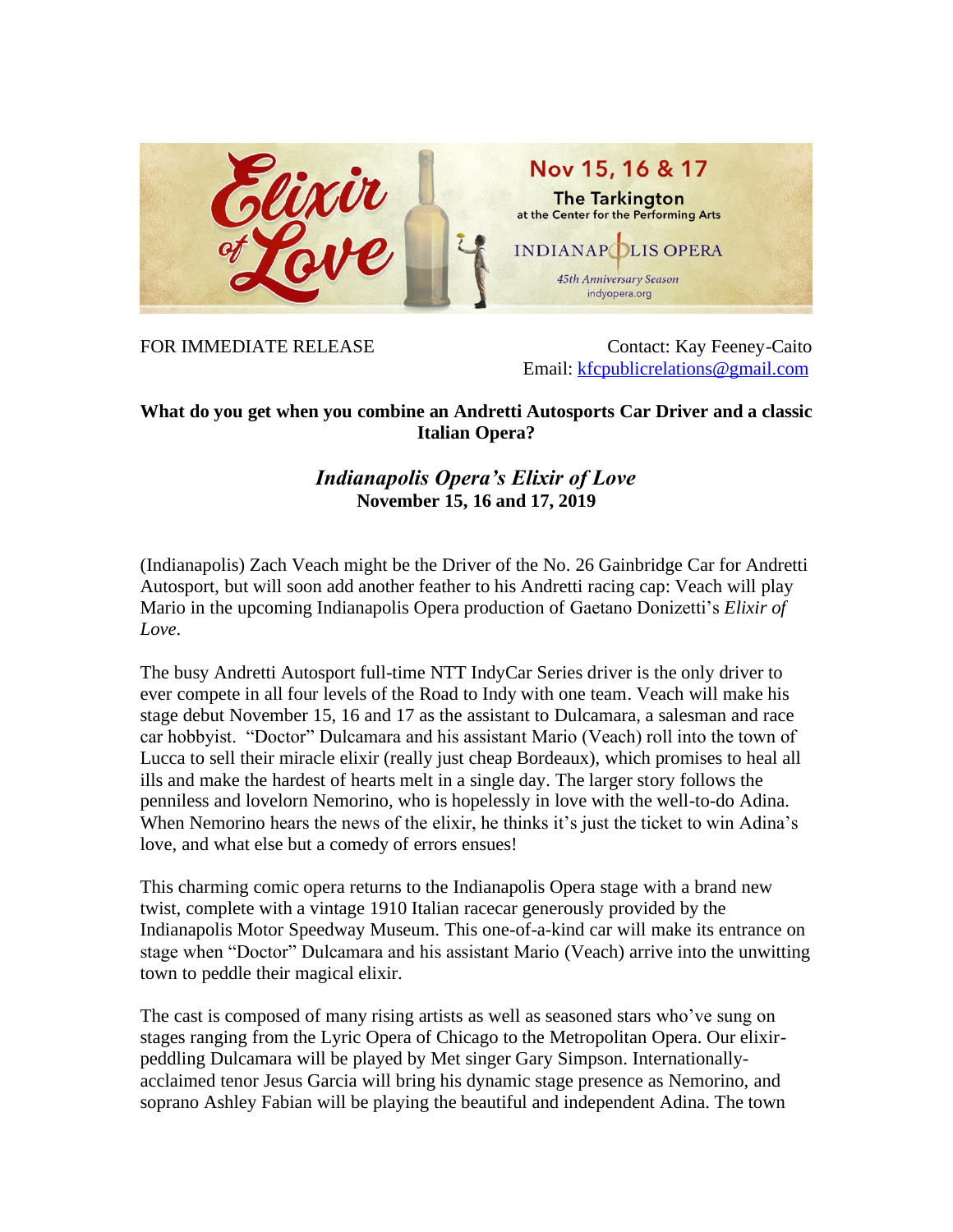Elixir of Love

Nov 15, 16 & 17

The Tarkington at the Center for the Performing Arts

INDIANAPOLIS OPERA

45th Anniversary Season

indyopera.org

FOR IMMEDIATE RELEASE

Contact: Kay Feeney-Caito
Email: kfcpublicrelations@gmail.com

**What do you get when you combine an Andretti Autosports Car Driver and a classic Italian Opera?**

## *Indianapolis Opera's Elixir of Love*

**November 15, 16 and 17, 2019**

(Indianapolis) Zach Veach might be the Driver of the No. 26 Gainbridge Car for Andretti Autosport, but will soon add another feather to his Andretti racing cap: Veach will play Mario in the upcoming Indianapolis Opera production of Gaetano Donizetti's *Elixir of Love*.

The busy Andretti Autosport full-time NTT IndyCar Series driver is the only driver to ever compete in all four levels of the Road to Indy with one team. Veach will make his stage debut November 15, 16 and 17 as the assistant to Dulcamara, a salesman and race car hobbyist. "Doctor" Dulcamara and his assistant Mario (Veach) roll into the town of Lucca to sell their miracle elixir (really just cheap Bordeaux), which promises to heal all ills and make the hardest of hearts melt in a single day. The larger story follows the penniless and lovelorn Nemorino, who is hopelessly in love with the well-to-do Adina. When Nemorino hears the news of the elixir, he thinks it's just the ticket to win Adina's love, and what else but a comedy of errors ensues!

This charming comic opera returns to the Indianapolis Opera stage with a brand new twist, complete with a vintage 1910 Italian racecar generously provided by the Indianapolis Motor Speedway Museum. This one-of-a-kind car will make its entrance on stage when "Doctor" Dulcamara and his assistant Mario (Veach) arrive into the unwitting town to peddle their magical elixir.

The cast is composed of many rising artists as well as seasoned stars who've sung on stages ranging from the Lyric Opera of Chicago to the Metropolitan Opera. Our elixir-peddling Dulcamara will be played by Met singer Gary Simpson. Internationally-acclaimed tenor Jesus Garcia will bring his dynamic stage presence as Nemorino, and soprano Ashley Fabian will be playing the beautiful and independent Adina. The town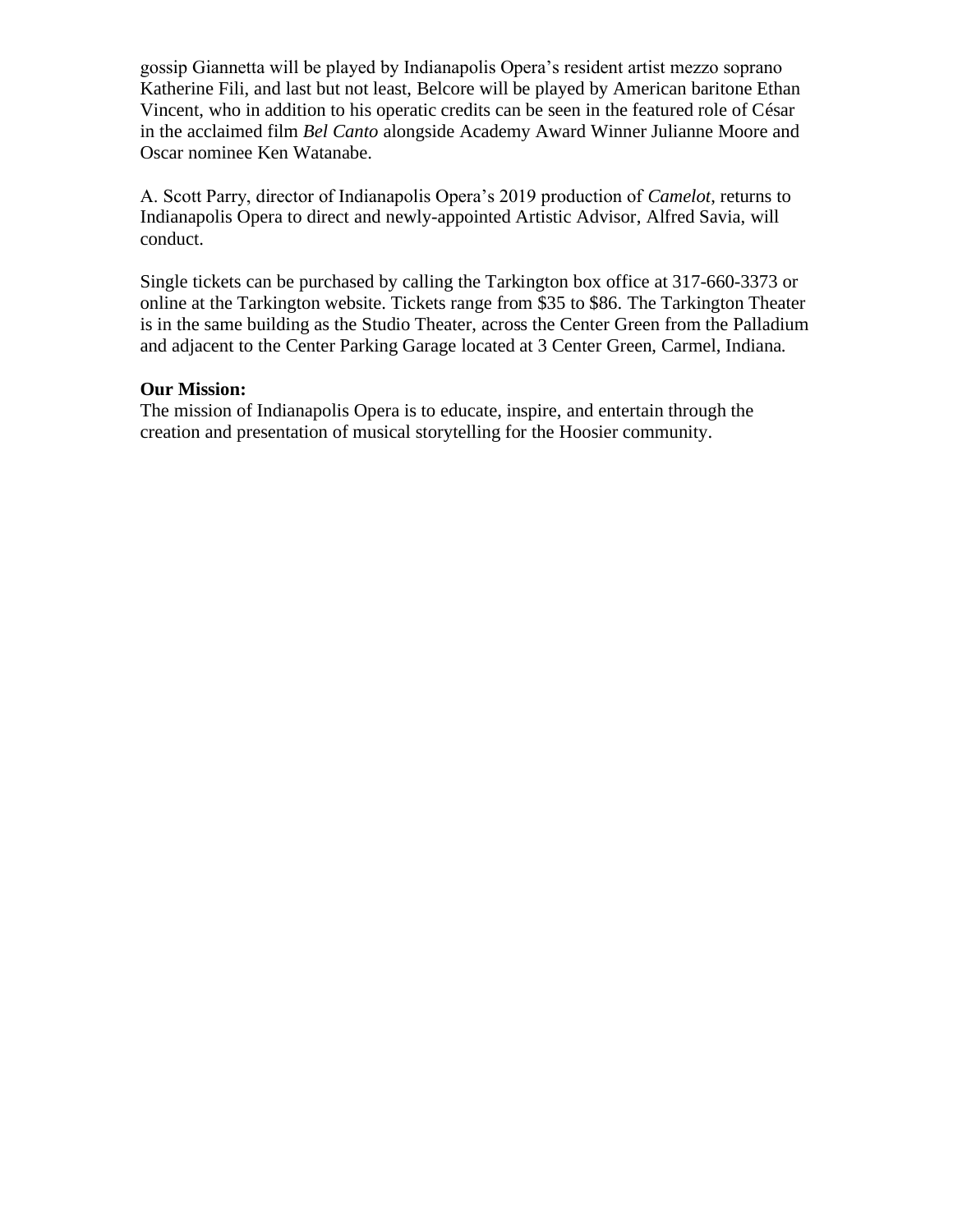gossip Giannetta will be played by Indianapolis Opera's resident artist mezzo soprano Katherine Fili, and last but not least, Belcore will be played by American baritone Ethan Vincent, who in addition to his operatic credits can be seen in the featured role of César in the acclaimed film *Bel Canto* alongside Academy Award Winner Julianne Moore and Oscar nominee Ken Watanabe.

A. Scott Parry, director of Indianapolis Opera's 2019 production of *Camelot*, returns to Indianapolis Opera to direct and newly-appointed Artistic Advisor, Alfred Savia, will conduct.

Single tickets can be purchased by calling the Tarkington box office at 317-660-3373 or online at the Tarkington website. Tickets range from $35 to $86. The Tarkington Theater is in the same building as the Studio Theater, across the Center Green from the Palladium and adjacent to the Center Parking Garage located at 3 Center Green, Carmel, Indiana.

**Our Mission:**
The mission of Indianapolis Opera is to educate, inspire, and entertain through the creation and presentation of musical storytelling for the Hoosier community.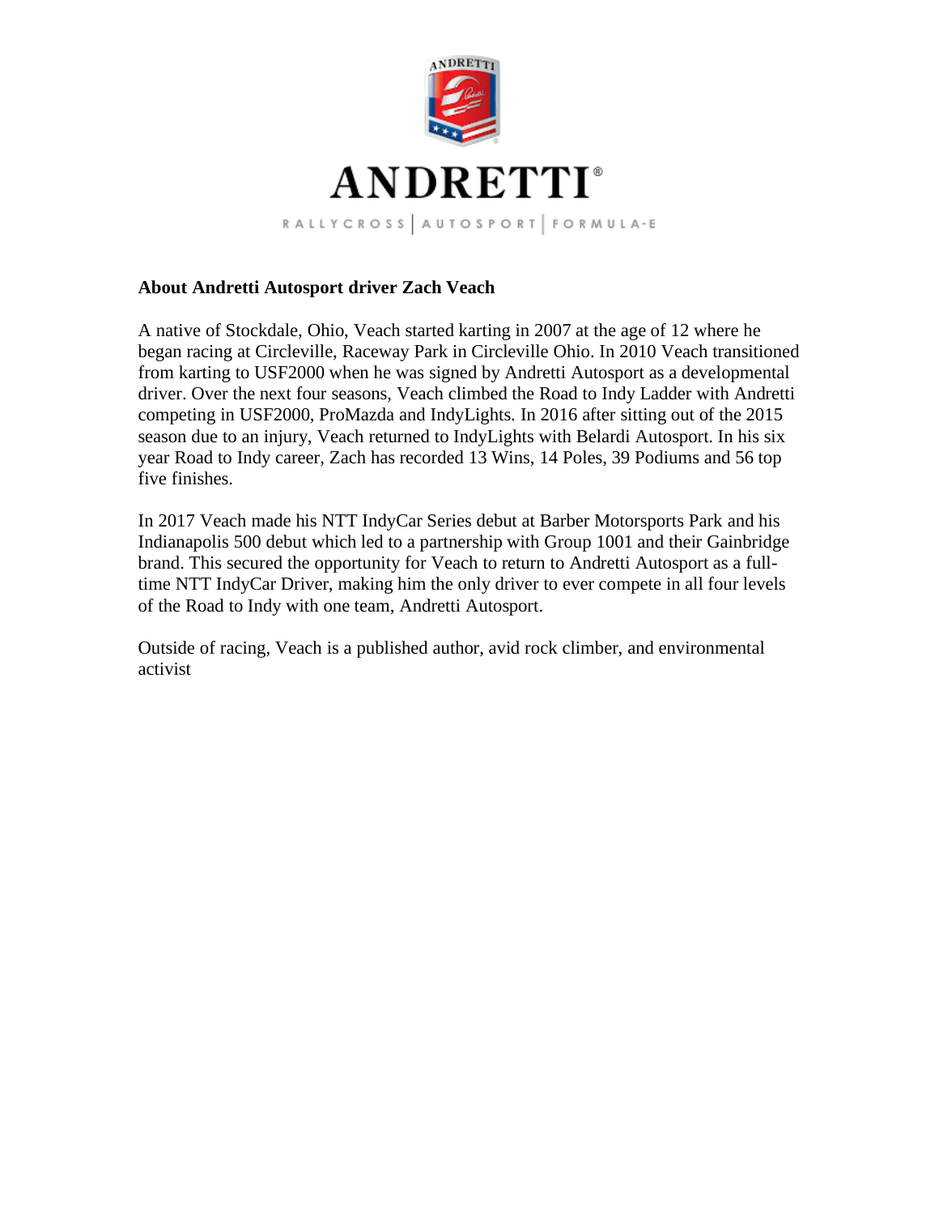ANDRETTI

RALLYCROSS | AUTOSPORT | FORMULA-E

**About Andretti Autosport driver Zach Veach**

A native of Stockdale, Ohio, Veach started karting in 2007 at the age of 12 where he began racing at Circleville, Raceway Park in Circleville Ohio. In 2010 Veach transitioned from karting to USF2000 when he was signed by Andretti Autosport as a developmental driver. Over the next four seasons, Veach climbed the Road to Indy Ladder with Andretti competing in USF2000, ProMazda and IndyLights. In 2016 after sitting out of the 2015 season due to an injury, Veach returned to IndyLights with Belardi Autosport. In his six year Road to Indy career, Zach has recorded 13 Wins, 14 Poles, 39 Podiums and 56 top five finishes.

In 2017 Veach made his NTT IndyCar Series debut at Barber Motorsports Park and his Indianapolis 500 debut which led to a partnership with Group 1001 and their Gainbridge brand. This secured the opportunity for Veach to return to Andretti Autosport as a full-time NTT IndyCar Driver, making him the only driver to ever compete in all four levels of the Road to Indy with one team, Andretti Autosport.

Outside of racing, Veach is a published author, avid rock climber, and environmental activist